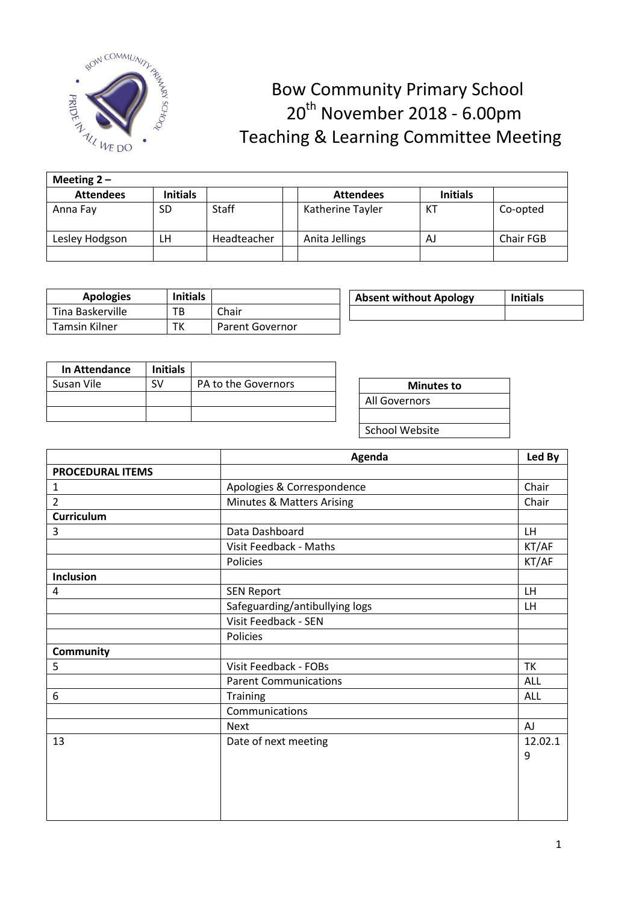# Bow Community Primary School

## 20th November 2018 - 6.00pm

## Teaching & Learning Committee Meeting

| **Meeting 2 –** | | | | | | |
|---|---|---|---|---|---|---|
| **Attendees** | **Initials** | | | **Attendees** | **Initials** | |
| Anna Fay | SD | Staff | | Katherine Tayler | KT | Co-opted |
| Lesley Hodgson | LH | Headteacher | | Anita Jellings | AJ | Chair FGB |
| | | | | | | |

| **Apologies** | **Initials** | |
|---|---|---|
| Tina Baskerville | TB | Chair |
| Tamsin Kilner | TK | Parent Governor |

| **Absent without Apology** | **Initials** |
|---|---|
| | |

| **In Attendance** | **Initials** | |
|---|---|---|
| Susan Vile | SV | PA to the Governors |
| | | |
| | | |

| **Minutes to** |
|---|
| All Governors |
| |
| School Website |

| | **Agenda** | **Led By** |
|---|---|---|
| **PROCEDURAL ITEMS** | | |
| 1 | Apologies & Correspondence | Chair |
| 2 | Minutes & Matters Arising | Chair |
| **Curriculum** | | |
| 3 | Data Dashboard | LH |
| | Visit Feedback - Maths | KT/AF |
| | Policies | KT/AF |
| **Inclusion** | | |
| 4 | SEN Report | LH |
| | Safeguarding/antibullying logs | LH |
| | Visit Feedback - SEN | |
| | Policies | |
| **Community** | | |
| 5 | Visit Feedback - FOBs | TK |
| | Parent Communications | ALL |
| 6 | Training | ALL |
| | Communications | |
| | Next | AJ |
| 13 | Date of next meeting | 12.02.19 |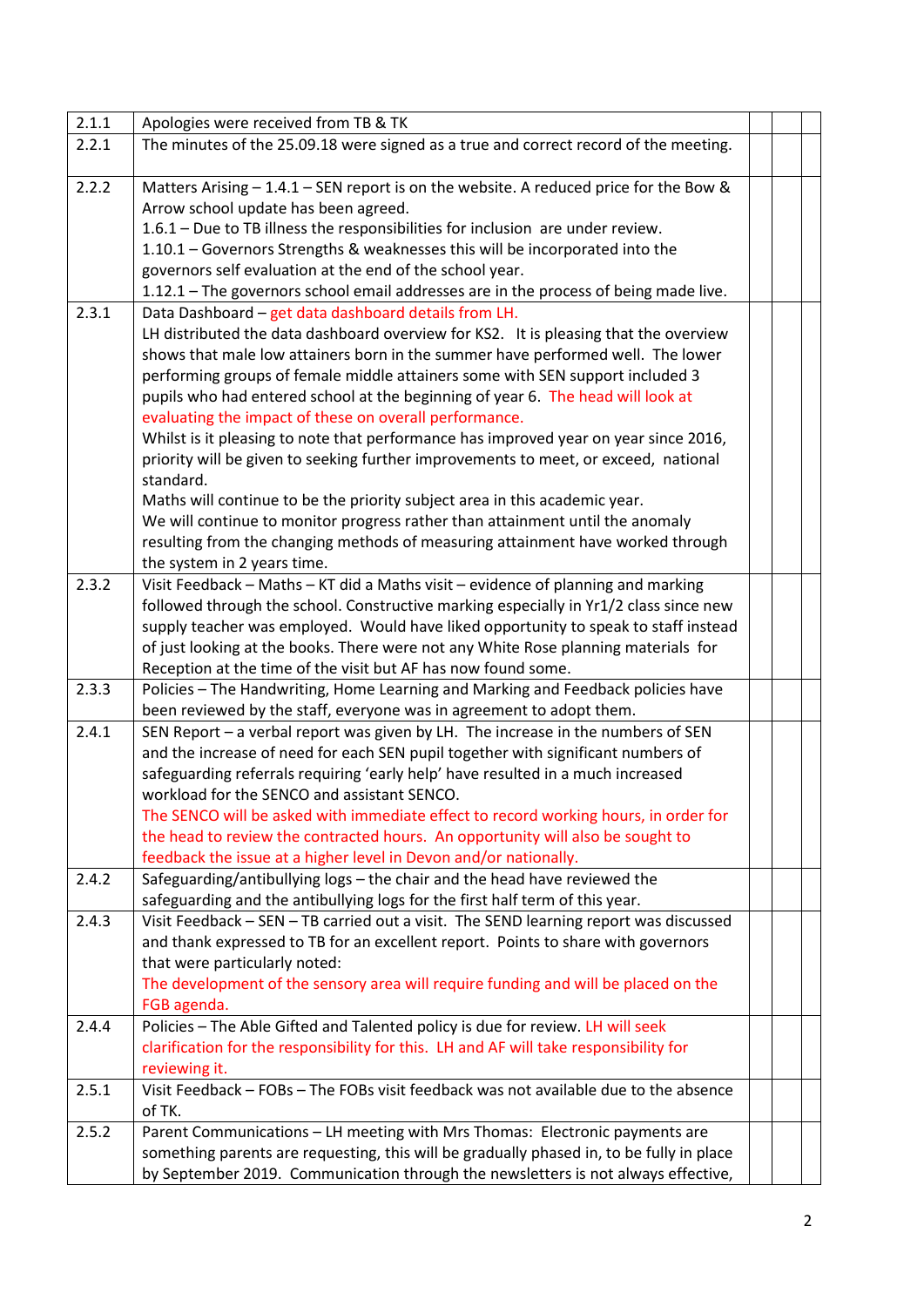| | | | | |
|---|---|---|---|---|
| 2.1.1 | Apologies were received from TB & TK | | | |
| 2.2.1 | The minutes of the 25.09.18 were signed as a true and correct record of the meeting. | | | |
| 2.2.2 | Matters Arising – 1.4.1 – SEN report is on the website. A reduced price for the Bow & Arrow school update has been agreed.<br>1.6.1 – Due to TB illness the responsibilities for inclusion are under review.<br>1.10.1 – Governors Strengths & weaknesses this will be incorporated into the governors self evaluation at the end of the school year.<br>1.12.1 – The governors school email addresses are in the process of being made live. | | | |
| 2.3.1 | Data Dashboard – get data dashboard details from LH.<br>LH distributed the data dashboard overview for KS2. It is pleasing that the overview shows that male low attainers born in the summer have performed well. The lower performing groups of female middle attainers some with SEN support included 3 pupils who had entered school at the beginning of year 6. The head will look at evaluating the impact of these on overall performance.<br>Whilst is it pleasing to note that performance has improved year on year since 2016, priority will be given to seeking further improvements to meet, or exceed, national standard.<br>Maths will continue to be the priority subject area in this academic year.<br>We will continue to monitor progress rather than attainment until the anomaly resulting from the changing methods of measuring attainment have worked through the system in 2 years time. | | | |
| 2.3.2 | Visit Feedback – Maths – KT did a Maths visit – evidence of planning and marking followed through the school. Constructive marking especially in Yr1/2 class since new supply teacher was employed. Would have liked opportunity to speak to staff instead of just looking at the books. There were not any White Rose planning materials for Reception at the time of the visit but AF has now found some. | | | |
| 2.3.3 | Policies – The Handwriting, Home Learning and Marking and Feedback policies have been reviewed by the staff, everyone was in agreement to adopt them. | | | |
| 2.4.1 | SEN Report – a verbal report was given by LH. The increase in the numbers of SEN and the increase of need for each SEN pupil together with significant numbers of safeguarding referrals requiring 'early help' have resulted in a much increased workload for the SENCO and assistant SENCO.<br>The SENCO will be asked with immediate effect to record working hours, in order for the head to review the contracted hours. An opportunity will also be sought to feedback the issue at a higher level in Devon and/or nationally. | | | |
| 2.4.2 | Safeguarding/antibullying logs – the chair and the head have reviewed the safeguarding and the antibullying logs for the first half term of this year. | | | |
| 2.4.3 | Visit Feedback – SEN – TB carried out a visit. The SEND learning report was discussed and thank expressed to TB for an excellent report. Points to share with governors that were particularly noted:<br>The development of the sensory area will require funding and will be placed on the FGB agenda. | | | |
| 2.4.4 | Policies – The Able Gifted and Talented policy is due for review. LH will seek clarification for the responsibility for this. LH and AF will take responsibility for reviewing it. | | | |
| 2.5.1 | Visit Feedback – FOBs – The FOBs visit feedback was not available due to the absence of TK. | | | |
| 2.5.2 | Parent Communications – LH meeting with Mrs Thomas: Electronic payments are something parents are requesting, this will be gradually phased in, to be fully in place by September 2019. Communication through the newsletters is not always effective, | | | |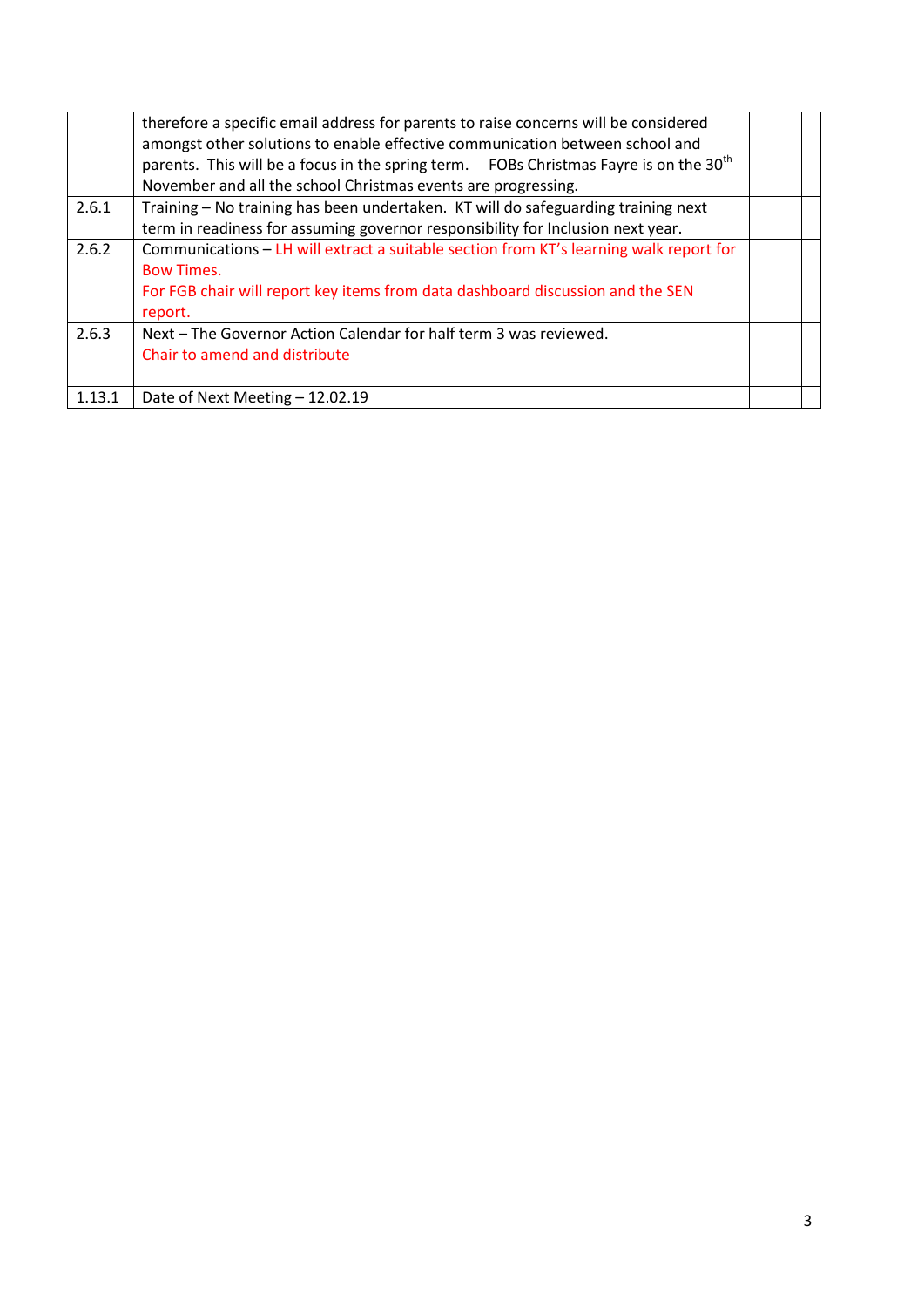| | | | | |
|---|---|---|---|---|
| | therefore a specific email address for parents to raise concerns will be considered amongst other solutions to enable effective communication between school and parents. This will be a focus in the spring term. FOBs Christmas Fayre is on the 30th November and all the school Christmas events are progressing. | | | |
| 2.6.1 | Training – No training has been undertaken. KT will do safeguarding training next term in readiness for assuming governor responsibility for Inclusion next year. | | | |
| 2.6.2 | Communications – LH will extract a suitable section from KT's learning walk report for Bow Times.<br>For FGB chair will report key items from data dashboard discussion and the SEN report. | | | |
| 2.6.3 | Next – The Governor Action Calendar for half term 3 was reviewed.<br>Chair to amend and distribute | | | |
| 1.13.1 | Date of Next Meeting – 12.02.19 | | | |